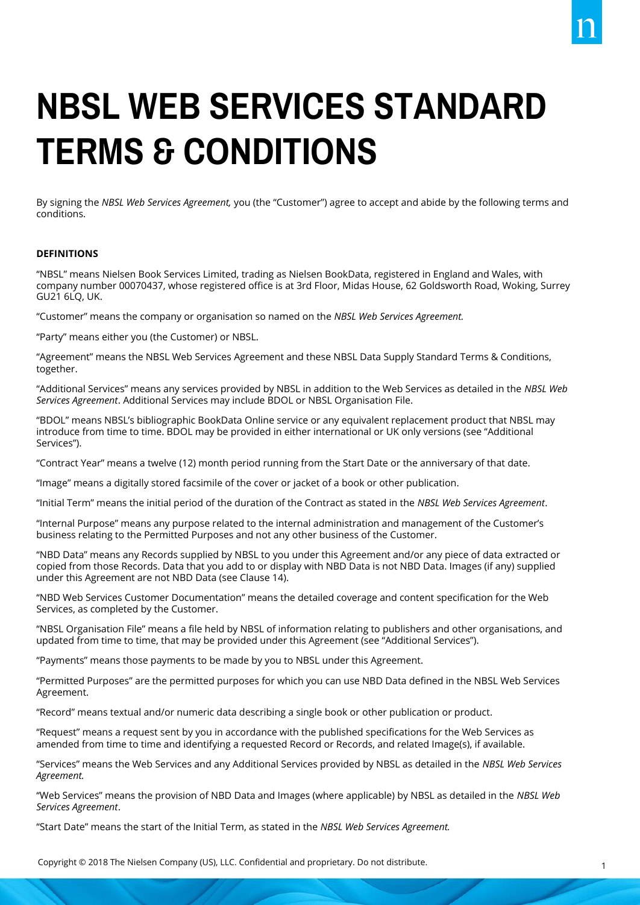# NBSL WEB SERVICES STANDARD TERMS & CONDITIONS

By signing the *NBSL Web Services Agreement,* you (the "Customer") agree to accept and abide by the following terms and conditions.

**DEFINITIONS**

"NBSL" means Nielsen Book Services Limited, trading as Nielsen BookData, registered in England and Wales, with company number 00070437, whose registered office is at 3rd Floor, Midas House, 62 Goldsworth Road, Woking, Surrey GU21 6LQ, UK.

"Customer" means the company or organisation so named on the *NBSL Web Services Agreement.*

"Party" means either you (the Customer) or NBSL.

"Agreement" means the NBSL Web Services Agreement and these NBSL Data Supply Standard Terms & Conditions, together.

"Additional Services" means any services provided by NBSL in addition to the Web Services as detailed in the *NBSL Web Services Agreement*. Additional Services may include BDOL or NBSL Organisation File.

"BDOL" means NBSL's bibliographic BookData Online service or any equivalent replacement product that NBSL may introduce from time to time. BDOL may be provided in either international or UK only versions (see "Additional Services").

"Contract Year" means a twelve (12) month period running from the Start Date or the anniversary of that date.

"Image" means a digitally stored facsimile of the cover or jacket of a book or other publication.

"Initial Term" means the initial period of the duration of the Contract as stated in the *NBSL Web Services Agreement*.

"Internal Purpose" means any purpose related to the internal administration and management of the Customer's business relating to the Permitted Purposes and not any other business of the Customer.

"NBD Data" means any Records supplied by NBSL to you under this Agreement and/or any piece of data extracted or copied from those Records. Data that you add to or display with NBD Data is not NBD Data. Images (if any) supplied under this Agreement are not NBD Data (see Clause 14).

"NBD Web Services Customer Documentation" means the detailed coverage and content specification for the Web Services, as completed by the Customer.

"NBSL Organisation File" means a file held by NBSL of information relating to publishers and other organisations, and updated from time to time, that may be provided under this Agreement (see "Additional Services").

"Payments" means those payments to be made by you to NBSL under this Agreement.

"Permitted Purposes" are the permitted purposes for which you can use NBD Data defined in the NBSL Web Services Agreement.

"Record" means textual and/or numeric data describing a single book or other publication or product.

"Request" means a request sent by you in accordance with the published specifications for the Web Services as amended from time to time and identifying a requested Record or Records, and related Image(s), if available.

"Services" means the Web Services and any Additional Services provided by NBSL as detailed in the *NBSL Web Services Agreement.*

"Web Services" means the provision of NBD Data and Images (where applicable) by NBSL as detailed in the *NBSL Web Services Agreement*.

"Start Date" means the start of the Initial Term, as stated in the *NBSL Web Services Agreement.*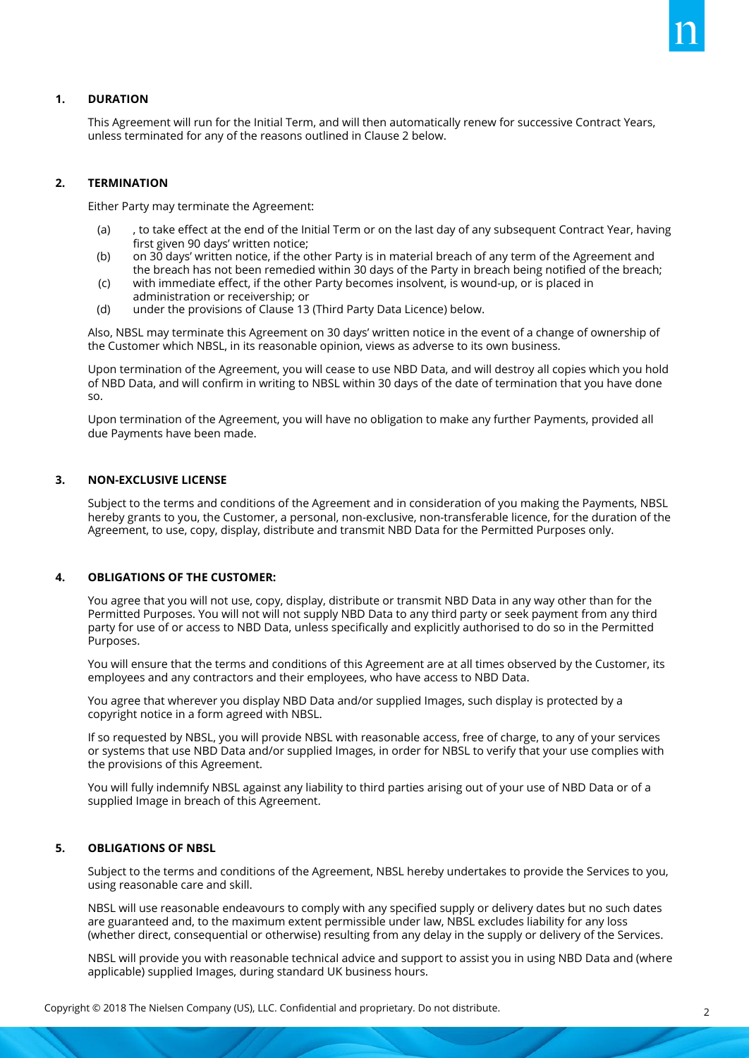## 1. DURATION

This Agreement will run for the Initial Term, and will then automatically renew for successive Contract Years, unless terminated for any of the reasons outlined in Clause 2 below.

## 2. TERMINATION

Either Party may terminate the Agreement:

(a) , to take effect at the end of the Initial Term or on the last day of any subsequent Contract Year, having first given 90 days' written notice;
(b) on 30 days' written notice, if the other Party is in material breach of any term of the Agreement and the breach has not been remedied within 30 days of the Party in breach being notified of the breach;
(c) with immediate effect, if the other Party becomes insolvent, is wound-up, or is placed in administration or receivership; or
(d) under the provisions of Clause 13 (Third Party Data Licence) below.

Also, NBSL may terminate this Agreement on 30 days' written notice in the event of a change of ownership of the Customer which NBSL, in its reasonable opinion, views as adverse to its own business.

Upon termination of the Agreement, you will cease to use NBD Data, and will destroy all copies which you hold of NBD Data, and will confirm in writing to NBSL within 30 days of the date of termination that you have done so.

Upon termination of the Agreement, you will have no obligation to make any further Payments, provided all due Payments have been made.

## 3. NON-EXCLUSIVE LICENSE

Subject to the terms and conditions of the Agreement and in consideration of you making the Payments, NBSL hereby grants to you, the Customer, a personal, non-exclusive, non-transferable licence, for the duration of the Agreement, to use, copy, display, distribute and transmit NBD Data for the Permitted Purposes only.

## 4. OBLIGATIONS OF THE CUSTOMER:

You agree that you will not use, copy, display, distribute or transmit NBD Data in any way other than for the Permitted Purposes. You will not will not supply NBD Data to any third party or seek payment from any third party for use of or access to NBD Data, unless specifically and explicitly authorised to do so in the Permitted Purposes.

You will ensure that the terms and conditions of this Agreement are at all times observed by the Customer, its employees and any contractors and their employees, who have access to NBD Data.

You agree that wherever you display NBD Data and/or supplied Images, such display is protected by a copyright notice in a form agreed with NBSL.

If so requested by NBSL, you will provide NBSL with reasonable access, free of charge, to any of your services or systems that use NBD Data and/or supplied Images, in order for NBSL to verify that your use complies with the provisions of this Agreement.

You will fully indemnify NBSL against any liability to third parties arising out of your use of NBD Data or of a supplied Image in breach of this Agreement.

## 5. OBLIGATIONS OF NBSL

Subject to the terms and conditions of the Agreement, NBSL hereby undertakes to provide the Services to you, using reasonable care and skill.

NBSL will use reasonable endeavours to comply with any specified supply or delivery dates but no such dates are guaranteed and, to the maximum extent permissible under law, NBSL excludes liability for any loss (whether direct, consequential or otherwise) resulting from any delay in the supply or delivery of the Services.

NBSL will provide you with reasonable technical advice and support to assist you in using NBD Data and (where applicable) supplied Images, during standard UK business hours.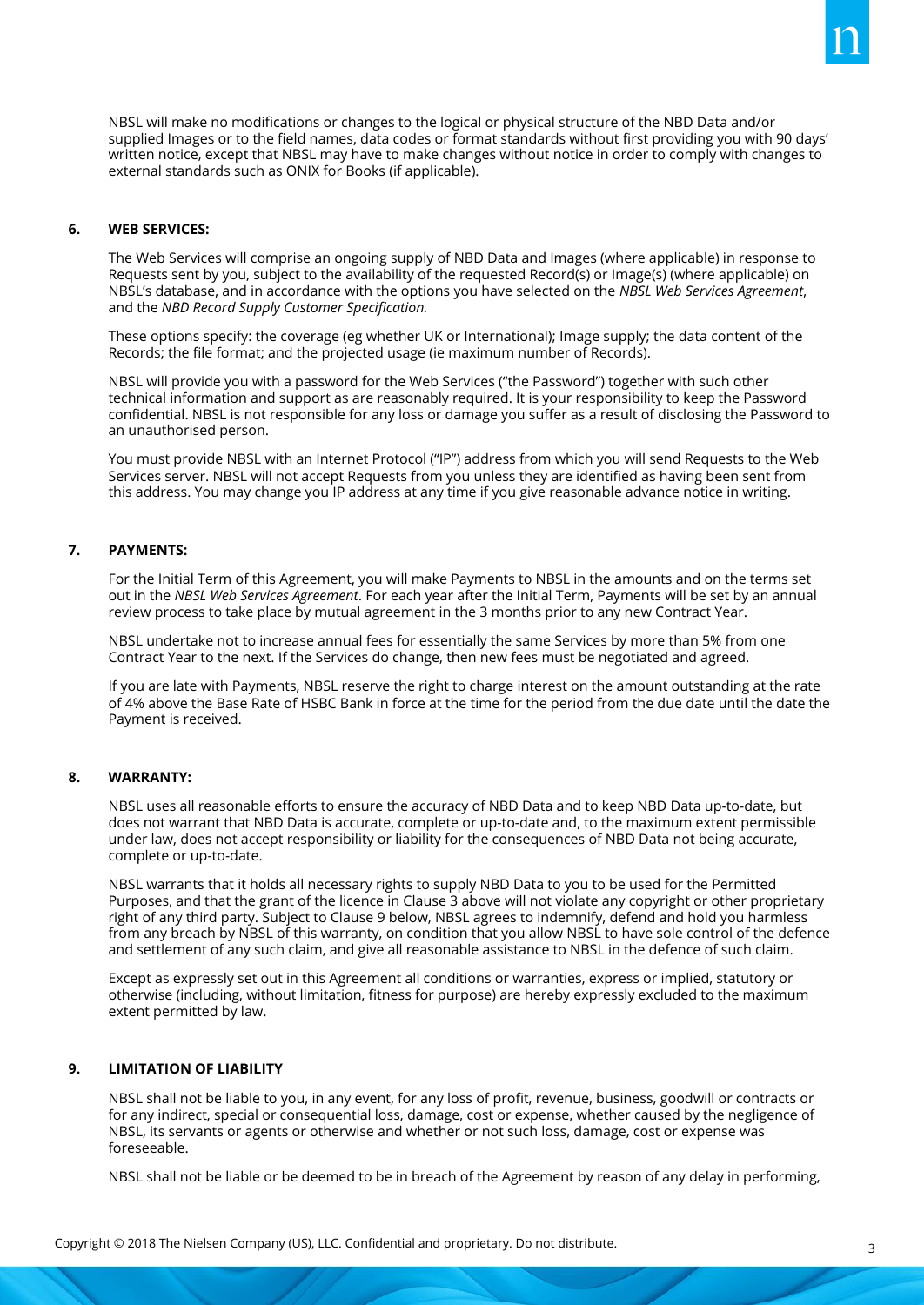NBSL will make no modifications or changes to the logical or physical structure of the NBD Data and/or supplied Images or to the field names, data codes or format standards without first providing you with 90 days' written notice, except that NBSL may have to make changes without notice in order to comply with changes to external standards such as ONIX for Books (if applicable).

**6. WEB SERVICES:**

The Web Services will comprise an ongoing supply of NBD Data and Images (where applicable) in response to Requests sent by you, subject to the availability of the requested Record(s) or Image(s) (where applicable) on NBSL's database, and in accordance with the options you have selected on the *NBSL Web Services Agreement*, and the *NBD Record Supply Customer Specification.*

These options specify: the coverage (eg whether UK or International); Image supply; the data content of the Records; the file format; and the projected usage (ie maximum number of Records).

NBSL will provide you with a password for the Web Services ("the Password") together with such other technical information and support as are reasonably required. It is your responsibility to keep the Password confidential. NBSL is not responsible for any loss or damage you suffer as a result of disclosing the Password to an unauthorised person.

You must provide NBSL with an Internet Protocol ("IP") address from which you will send Requests to the Web Services server. NBSL will not accept Requests from you unless they are identified as having been sent from this address. You may change you IP address at any time if you give reasonable advance notice in writing.

**7. PAYMENTS:**

For the Initial Term of this Agreement, you will make Payments to NBSL in the amounts and on the terms set out in the *NBSL Web Services Agreement*. For each year after the Initial Term, Payments will be set by an annual review process to take place by mutual agreement in the 3 months prior to any new Contract Year.

NBSL undertake not to increase annual fees for essentially the same Services by more than 5% from one Contract Year to the next. If the Services do change, then new fees must be negotiated and agreed.

If you are late with Payments, NBSL reserve the right to charge interest on the amount outstanding at the rate of 4% above the Base Rate of HSBC Bank in force at the time for the period from the due date until the date the Payment is received.

**8. WARRANTY:**

NBSL uses all reasonable efforts to ensure the accuracy of NBD Data and to keep NBD Data up-to-date, but does not warrant that NBD Data is accurate, complete or up-to-date and, to the maximum extent permissible under law, does not accept responsibility or liability for the consequences of NBD Data not being accurate, complete or up-to-date.

NBSL warrants that it holds all necessary rights to supply NBD Data to you to be used for the Permitted Purposes, and that the grant of the licence in Clause 3 above will not violate any copyright or other proprietary right of any third party. Subject to Clause 9 below, NBSL agrees to indemnify, defend and hold you harmless from any breach by NBSL of this warranty, on condition that you allow NBSL to have sole control of the defence and settlement of any such claim, and give all reasonable assistance to NBSL in the defence of such claim.

Except as expressly set out in this Agreement all conditions or warranties, express or implied, statutory or otherwise (including, without limitation, fitness for purpose) are hereby expressly excluded to the maximum extent permitted by law.

**9. LIMITATION OF LIABILITY**

NBSL shall not be liable to you, in any event, for any loss of profit, revenue, business, goodwill or contracts or for any indirect, special or consequential loss, damage, cost or expense, whether caused by the negligence of NBSL, its servants or agents or otherwise and whether or not such loss, damage, cost or expense was foreseeable.

NBSL shall not be liable or be deemed to be in breach of the Agreement by reason of any delay in performing,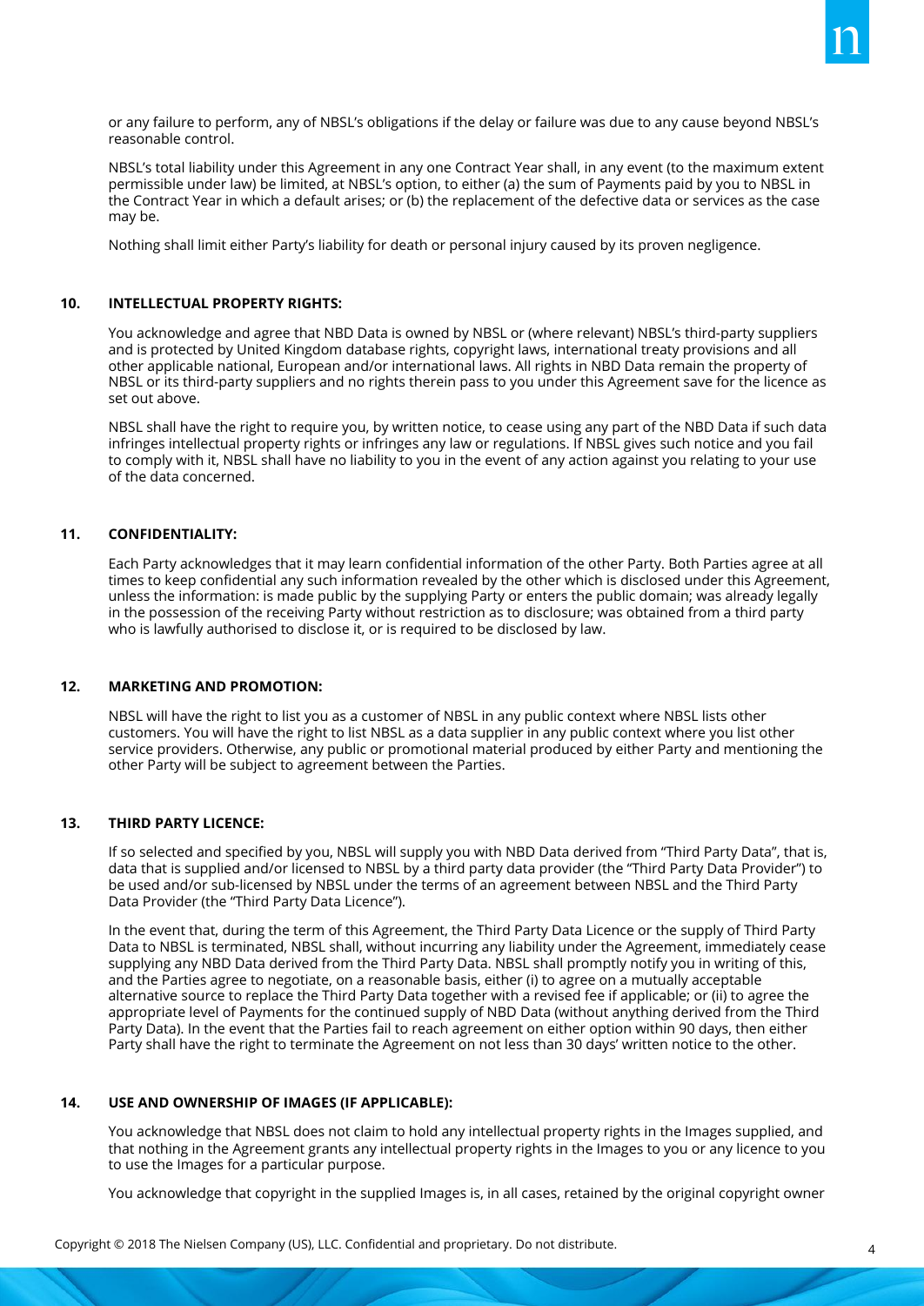or any failure to perform, any of NBSL's obligations if the delay or failure was due to any cause beyond NBSL's reasonable control.

NBSL's total liability under this Agreement in any one Contract Year shall, in any event (to the maximum extent permissible under law) be limited, at NBSL's option, to either (a) the sum of Payments paid by you to NBSL in the Contract Year in which a default arises; or (b) the replacement of the defective data or services as the case may be.

Nothing shall limit either Party's liability for death or personal injury caused by its proven negligence.

## 10. INTELLECTUAL PROPERTY RIGHTS:

You acknowledge and agree that NBD Data is owned by NBSL or (where relevant) NBSL's third-party suppliers and is protected by United Kingdom database rights, copyright laws, international treaty provisions and all other applicable national, European and/or international laws. All rights in NBD Data remain the property of NBSL or its third-party suppliers and no rights therein pass to you under this Agreement save for the licence as set out above.

NBSL shall have the right to require you, by written notice, to cease using any part of the NBD Data if such data infringes intellectual property rights or infringes any law or regulations. If NBSL gives such notice and you fail to comply with it, NBSL shall have no liability to you in the event of any action against you relating to your use of the data concerned.

## 11. CONFIDENTIALITY:

Each Party acknowledges that it may learn confidential information of the other Party. Both Parties agree at all times to keep confidential any such information revealed by the other which is disclosed under this Agreement, unless the information: is made public by the supplying Party or enters the public domain; was already legally in the possession of the receiving Party without restriction as to disclosure; was obtained from a third party who is lawfully authorised to disclose it, or is required to be disclosed by law.

## 12. MARKETING AND PROMOTION:

NBSL will have the right to list you as a customer of NBSL in any public context where NBSL lists other customers. You will have the right to list NBSL as a data supplier in any public context where you list other service providers. Otherwise, any public or promotional material produced by either Party and mentioning the other Party will be subject to agreement between the Parties.

## 13. THIRD PARTY LICENCE:

If so selected and specified by you, NBSL will supply you with NBD Data derived from "Third Party Data", that is, data that is supplied and/or licensed to NBSL by a third party data provider (the "Third Party Data Provider") to be used and/or sub-licensed by NBSL under the terms of an agreement between NBSL and the Third Party Data Provider (the "Third Party Data Licence").

In the event that, during the term of this Agreement, the Third Party Data Licence or the supply of Third Party Data to NBSL is terminated, NBSL shall, without incurring any liability under the Agreement, immediately cease supplying any NBD Data derived from the Third Party Data. NBSL shall promptly notify you in writing of this, and the Parties agree to negotiate, on a reasonable basis, either (i) to agree on a mutually acceptable alternative source to replace the Third Party Data together with a revised fee if applicable; or (ii) to agree the appropriate level of Payments for the continued supply of NBD Data (without anything derived from the Third Party Data). In the event that the Parties fail to reach agreement on either option within 90 days, then either Party shall have the right to terminate the Agreement on not less than 30 days' written notice to the other.

## 14. USE AND OWNERSHIP OF IMAGES (IF APPLICABLE):

You acknowledge that NBSL does not claim to hold any intellectual property rights in the Images supplied, and that nothing in the Agreement grants any intellectual property rights in the Images to you or any licence to you to use the Images for a particular purpose.

You acknowledge that copyright in the supplied Images is, in all cases, retained by the original copyright owner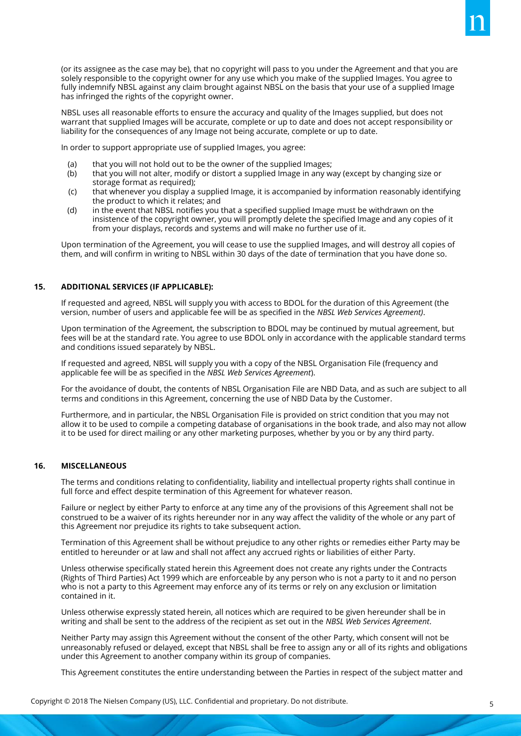(or its assignee as the case may be), that no copyright will pass to you under the Agreement and that you are solely responsible to the copyright owner for any use which you make of the supplied Images. You agree to fully indemnify NBSL against any claim brought against NBSL on the basis that your use of a supplied Image has infringed the rights of the copyright owner.

NBSL uses all reasonable efforts to ensure the accuracy and quality of the Images supplied, but does not warrant that supplied Images will be accurate, complete or up to date and does not accept responsibility or liability for the consequences of any Image not being accurate, complete or up to date.

In order to support appropriate use of supplied Images, you agree:

(a) that you will not hold out to be the owner of the supplied Images;
(b) that you will not alter, modify or distort a supplied Image in any way (except by changing size or storage format as required);
(c) that whenever you display a supplied Image, it is accompanied by information reasonably identifying the product to which it relates; and
(d) in the event that NBSL notifies you that a specified supplied Image must be withdrawn on the insistence of the copyright owner, you will promptly delete the specified Image and any copies of it from your displays, records and systems and will make no further use of it.

Upon termination of the Agreement, you will cease to use the supplied Images, and will destroy all copies of them, and will confirm in writing to NBSL within 30 days of the date of termination that you have done so.

## 15. ADDITIONAL SERVICES (IF APPLICABLE):

If requested and agreed, NBSL will supply you with access to BDOL for the duration of this Agreement (the version, number of users and applicable fee will be as specified in the *NBSL Web Services Agreement)*.

Upon termination of the Agreement, the subscription to BDOL may be continued by mutual agreement, but fees will be at the standard rate. You agree to use BDOL only in accordance with the applicable standard terms and conditions issued separately by NBSL.

If requested and agreed, NBSL will supply you with a copy of the NBSL Organisation File (frequency and applicable fee will be as specified in the *NBSL Web Services Agreement*).

For the avoidance of doubt, the contents of NBSL Organisation File are NBD Data, and as such are subject to all terms and conditions in this Agreement, concerning the use of NBD Data by the Customer.

Furthermore, and in particular, the NBSL Organisation File is provided on strict condition that you may not allow it to be used to compile a competing database of organisations in the book trade, and also may not allow it to be used for direct mailing or any other marketing purposes, whether by you or by any third party.

## 16. MISCELLANEOUS

The terms and conditions relating to confidentiality, liability and intellectual property rights shall continue in full force and effect despite termination of this Agreement for whatever reason.

Failure or neglect by either Party to enforce at any time any of the provisions of this Agreement shall not be construed to be a waiver of its rights hereunder nor in any way affect the validity of the whole or any part of this Agreement nor prejudice its rights to take subsequent action.

Termination of this Agreement shall be without prejudice to any other rights or remedies either Party may be entitled to hereunder or at law and shall not affect any accrued rights or liabilities of either Party.

Unless otherwise specifically stated herein this Agreement does not create any rights under the Contracts (Rights of Third Parties) Act 1999 which are enforceable by any person who is not a party to it and no person who is not a party to this Agreement may enforce any of its terms or rely on any exclusion or limitation contained in it.

Unless otherwise expressly stated herein, all notices which are required to be given hereunder shall be in writing and shall be sent to the address of the recipient as set out in the *NBSL Web Services Agreement*.

Neither Party may assign this Agreement without the consent of the other Party, which consent will not be unreasonably refused or delayed, except that NBSL shall be free to assign any or all of its rights and obligations under this Agreement to another company within its group of companies.

This Agreement constitutes the entire understanding between the Parties in respect of the subject matter and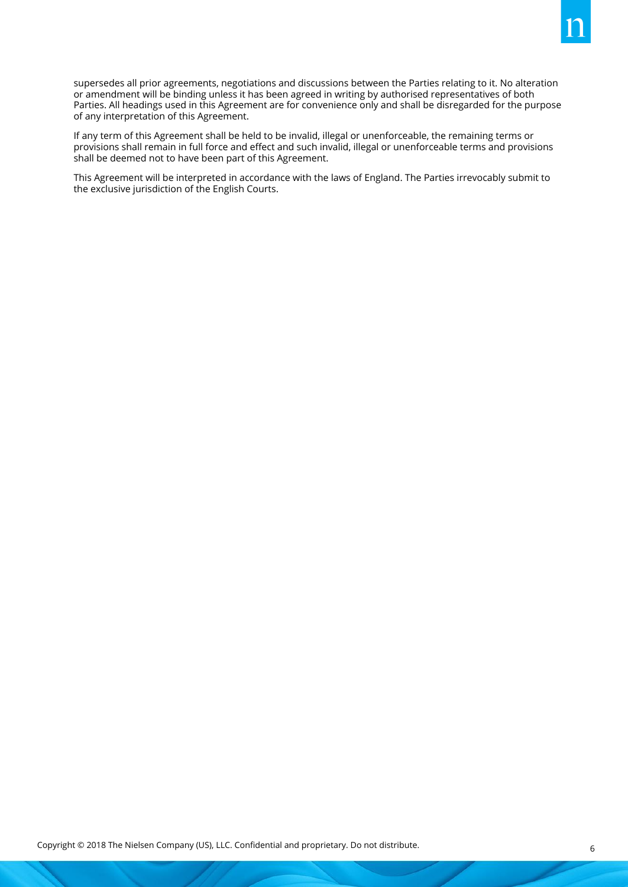supersedes all prior agreements, negotiations and discussions between the Parties relating to it. No alteration or amendment will be binding unless it has been agreed in writing by authorised representatives of both Parties. All headings used in this Agreement are for convenience only and shall be disregarded for the purpose of any interpretation of this Agreement.

If any term of this Agreement shall be held to be invalid, illegal or unenforceable, the remaining terms or provisions shall remain in full force and effect and such invalid, illegal or unenforceable terms and provisions shall be deemed not to have been part of this Agreement.

This Agreement will be interpreted in accordance with the laws of England. The Parties irrevocably submit to the exclusive jurisdiction of the English Courts.